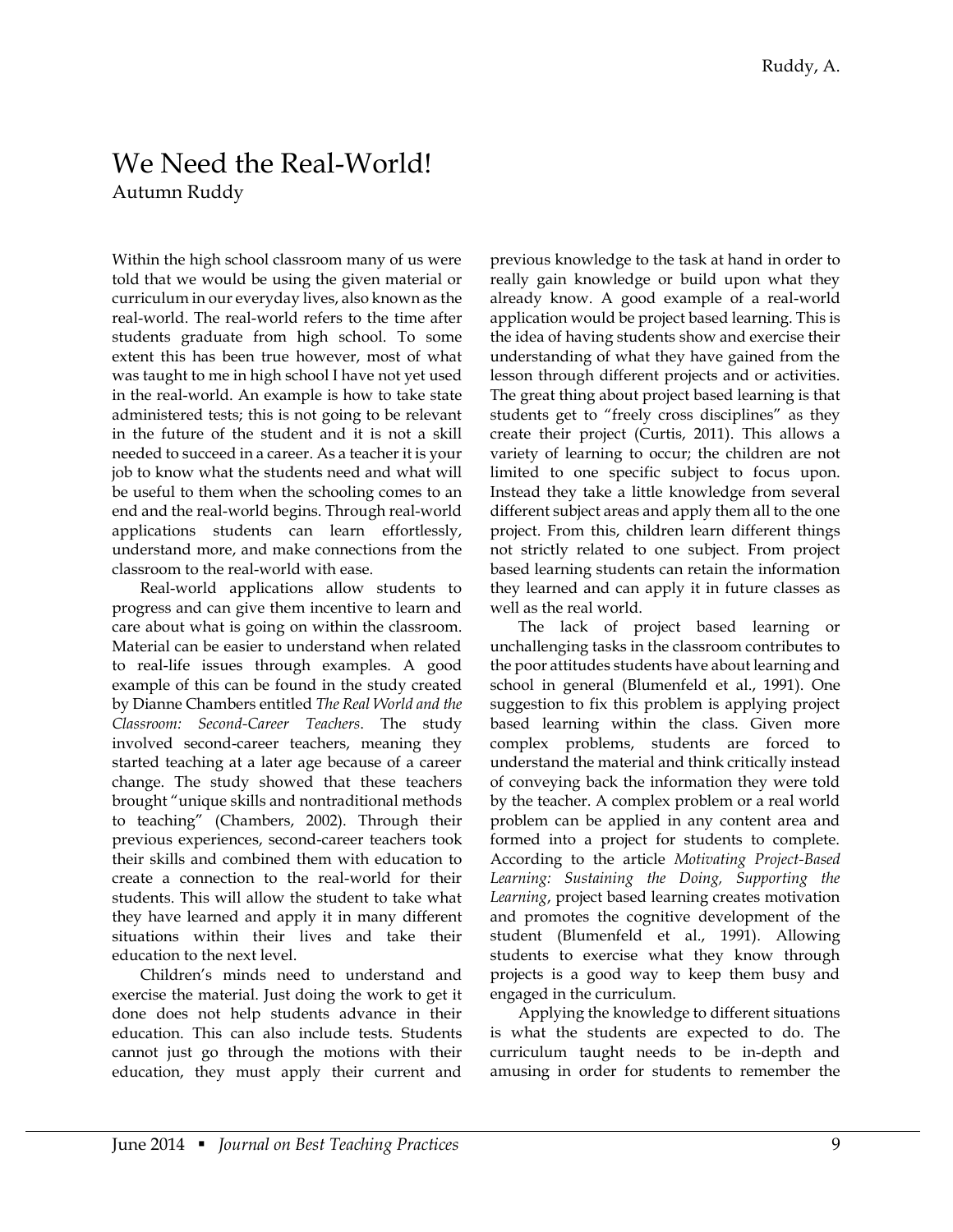# We Need the Real-World!

Autumn Ruddy

Within the high school classroom many of us were told that we would be using the given material or curriculum in our everyday lives, also known as the real-world. The real-world refers to the time after students graduate from high school. To some extent this has been true however, most of what was taught to me in high school I have not yet used in the real-world. An example is how to take state administered tests; this is not going to be relevant in the future of the student and it is not a skill needed to succeed in a career. As a teacher it is your job to know what the students need and what will be useful to them when the schooling comes to an end and the real-world begins. Through real-world applications students can learn effortlessly, understand more, and make connections from the classroom to the real-world with ease.

Real-world applications allow students to progress and can give them incentive to learn and care about what is going on within the classroom. Material can be easier to understand when related to real-life issues through examples. A good example of this can be found in the study created by Dianne Chambers entitled *The Real World and the Classroom: Second-Career Teachers*. The study involved second-career teachers, meaning they started teaching at a later age because of a career change. The study showed that these teachers brought "unique skills and nontraditional methods to teaching" (Chambers, 2002). Through their previous experiences, second-career teachers took their skills and combined them with education to create a connection to the real-world for their students. This will allow the student to take what they have learned and apply it in many different situations within their lives and take their education to the next level.

Children's minds need to understand and exercise the material. Just doing the work to get it done does not help students advance in their education. This can also include tests. Students cannot just go through the motions with their education, they must apply their current and previous knowledge to the task at hand in order to really gain knowledge or build upon what they already know. A good example of a real-world application would be project based learning. This is the idea of having students show and exercise their understanding of what they have gained from the lesson through different projects and or activities. The great thing about project based learning is that students get to "freely cross disciplines" as they create their project (Curtis, 2011). This allows a variety of learning to occur; the children are not limited to one specific subject to focus upon. Instead they take a little knowledge from several different subject areas and apply them all to the one project. From this, children learn different things not strictly related to one subject. From project based learning students can retain the information they learned and can apply it in future classes as well as the real world.

The lack of project based learning or unchallenging tasks in the classroom contributes to the poor attitudes students have about learning and school in general (Blumenfeld et al., 1991). One suggestion to fix this problem is applying project based learning within the class. Given more complex problems, students are forced to understand the material and think critically instead of conveying back the information they were told by the teacher. A complex problem or a real world problem can be applied in any content area and formed into a project for students to complete. According to the article *Motivating Project-Based Learning: Sustaining the Doing, Supporting the Learning*, project based learning creates motivation and promotes the cognitive development of the student (Blumenfeld et al., 1991). Allowing students to exercise what they know through projects is a good way to keep them busy and engaged in the curriculum.

Applying the knowledge to different situations is what the students are expected to do. The curriculum taught needs to be in-depth and amusing in order for students to remember the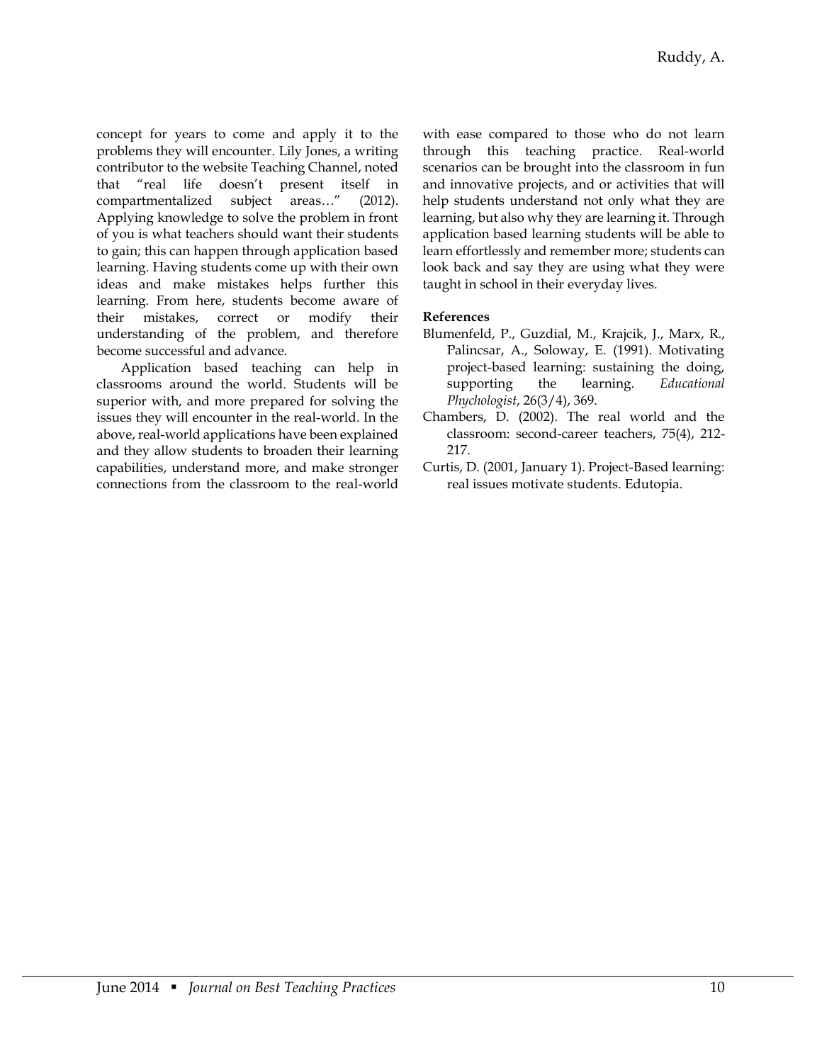concept for years to come and apply it to the problems they will encounter. Lily Jones, a writing contributor to the website Teaching Channel, noted that "real life doesn't present itself in compartmentalized subject areas…" (2012). Applying knowledge to solve the problem in front of you is what teachers should want their students to gain; this can happen through application based learning. Having students come up with their own ideas and make mistakes helps further this learning. From here, students become aware of their mistakes, correct or modify their understanding of the problem, and therefore become successful and advance.

Application based teaching can help in classrooms around the world. Students will be superior with, and more prepared for solving the issues they will encounter in the real-world. In the above, real-world applications have been explained and they allow students to broaden their learning capabilities, understand more, and make stronger connections from the classroom to the real-world with ease compared to those who do not learn through this teaching practice. Real-world scenarios can be brought into the classroom in fun and innovative projects, and or activities that will help students understand not only what they are learning, but also why they are learning it. Through application based learning students will be able to learn effortlessly and remember more; students can look back and say they are using what they were taught in school in their everyday lives.

**References**

Blumenfeld, P., Guzdial, M., Krajcik, J., Marx, R., Palincsar, A., Soloway, E. (1991). Motivating project-based learning: sustaining the doing, supporting the learning. *Educational Phychologist*, 26(3/4), 369.

Chambers, D. (2002). The real world and the classroom: second-career teachers, 75(4), 212-217.

Curtis, D. (2001, January 1). Project-Based learning: real issues motivate students. Edutopia.